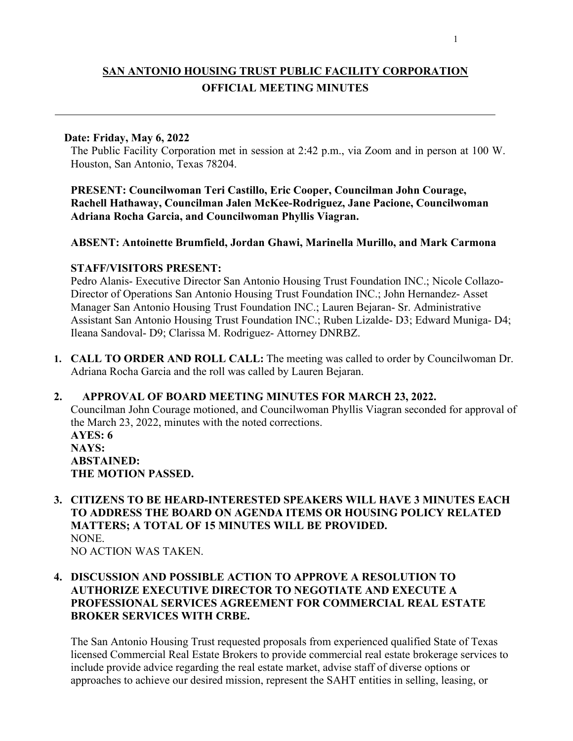# SAN ANTONIO HOUSING TRUST PUBLIC FACILITY CORPORATION

## OFFICIAL MEETING MINUTES

---

**Date: Friday, May 6, 2022**

The Public Facility Corporation met in session at 2:42 p.m., via Zoom and in person at 100 W. Houston, San Antonio, Texas 78204.

**PRESENT: Councilwoman Teri Castillo, Eric Cooper, Councilman John Courage, Rachell Hathaway, Councilman Jalen McKee-Rodriguez, Jane Pacione, Councilwoman Adriana Rocha Garcia, and Councilwoman Phyllis Viagran.**

**ABSENT: Antoinette Brumfield, Jordan Ghawi, Marinella Murillo, and Mark Carmona**

**STAFF/VISITORS PRESENT:**

Pedro Alanis- Executive Director San Antonio Housing Trust Foundation INC.; Nicole Collazo- Director of Operations San Antonio Housing Trust Foundation INC.; John Hernandez- Asset Manager San Antonio Housing Trust Foundation INC.; Lauren Bejaran- Sr. Administrative Assistant San Antonio Housing Trust Foundation INC.; Ruben Lizalde- D3; Edward Muniga- D4; Ileana Sandoval- D9; Clarissa M. Rodriguez- Attorney DNRBZ.

1. **CALL TO ORDER AND ROLL CALL:** The meeting was called to order by Councilwoman Dr. Adriana Rocha Garcia and the roll was called by Lauren Bejaran.

2. **APPROVAL OF BOARD MEETING MINUTES FOR MARCH 23, 2022.**

   Councilman John Courage motioned, and Councilwoman Phyllis Viagran seconded for approval of the March 23, 2022, minutes with the noted corrections.

   **AYES: 6**
   **NAYS:**
   **ABSTAINED:**
   **THE MOTION PASSED.**

3. **CITIZENS TO BE HEARD-INTERESTED SPEAKERS WILL HAVE 3 MINUTES EACH TO ADDRESS THE BOARD ON AGENDA ITEMS OR HOUSING POLICY RELATED MATTERS; A TOTAL OF 15 MINUTES WILL BE PROVIDED.**

   NONE.
   NO ACTION WAS TAKEN.

4. **DISCUSSION AND POSSIBLE ACTION TO APPROVE A RESOLUTION TO AUTHORIZE EXECUTIVE DIRECTOR TO NEGOTIATE AND EXECUTE A PROFESSIONAL SERVICES AGREEMENT FOR COMMERCIAL REAL ESTATE BROKER SERVICES WITH CRBE.**

   The San Antonio Housing Trust requested proposals from experienced qualified State of Texas licensed Commercial Real Estate Brokers to provide commercial real estate brokerage services to include provide advice regarding the real estate market, advise staff of diverse options or approaches to achieve our desired mission, represent the SAHT entities in selling, leasing, or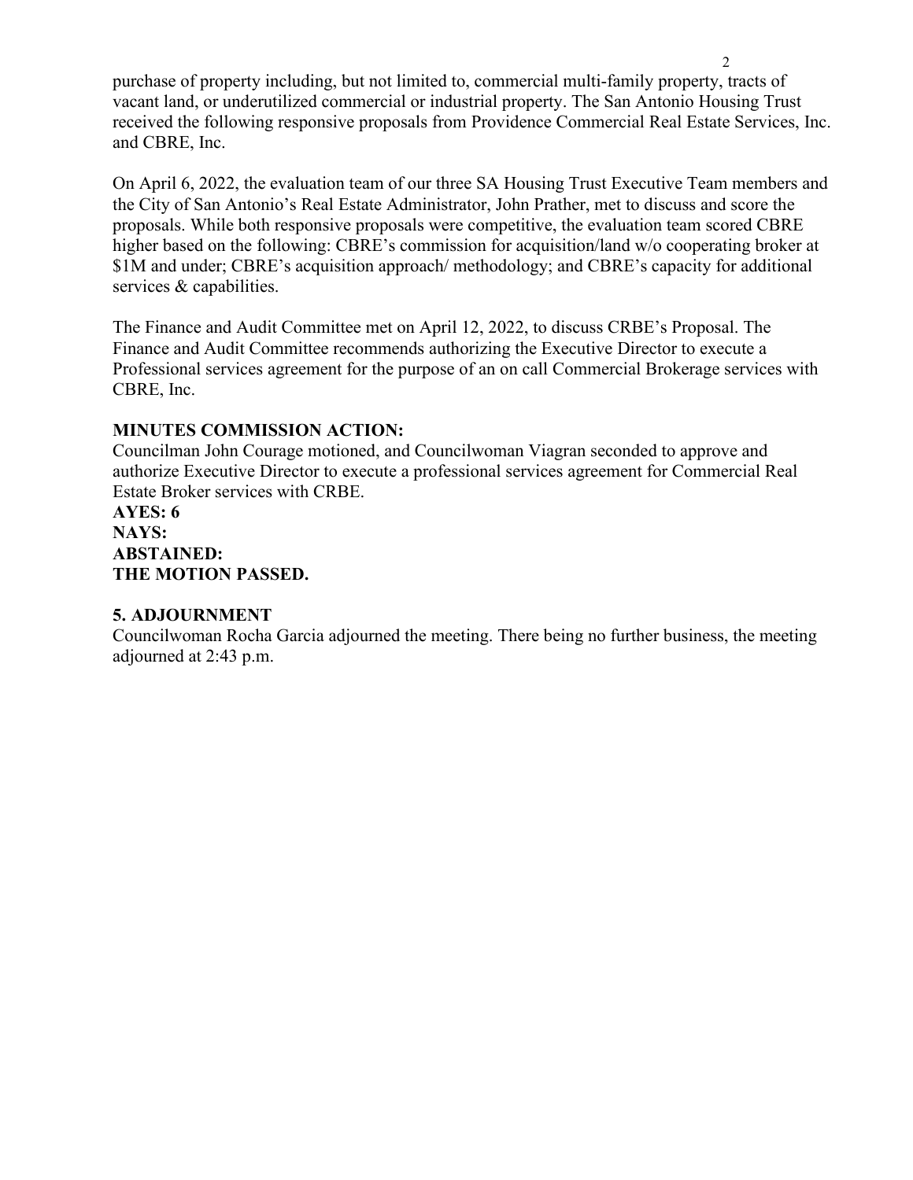purchase of property including, but not limited to, commercial multi-family property, tracts of vacant land, or underutilized commercial or industrial property. The San Antonio Housing Trust received the following responsive proposals from Providence Commercial Real Estate Services, Inc. and CBRE, Inc.

On April 6, 2022, the evaluation team of our three SA Housing Trust Executive Team members and the City of San Antonio's Real Estate Administrator, John Prather, met to discuss and score the proposals. While both responsive proposals were competitive, the evaluation team scored CBRE higher based on the following: CBRE's commission for acquisition/land w/o cooperating broker at $1M and under; CBRE's acquisition approach/ methodology; and CBRE's capacity for additional services & capabilities.

The Finance and Audit Committee met on April 12, 2022, to discuss CRBE's Proposal. The Finance and Audit Committee recommends authorizing the Executive Director to execute a Professional services agreement for the purpose of an on call Commercial Brokerage services with CBRE, Inc.

**MINUTES COMMISSION ACTION:**
Councilman John Courage motioned, and Councilwoman Viagran seconded to approve and authorize Executive Director to execute a professional services agreement for Commercial Real Estate Broker services with CRBE.
**AYES: 6**
**NAYS:**
**ABSTAINED:**
**THE MOTION PASSED.**

**5. ADJOURNMENT**
Councilwoman Rocha Garcia adjourned the meeting. There being no further business, the meeting adjourned at 2:43 p.m.